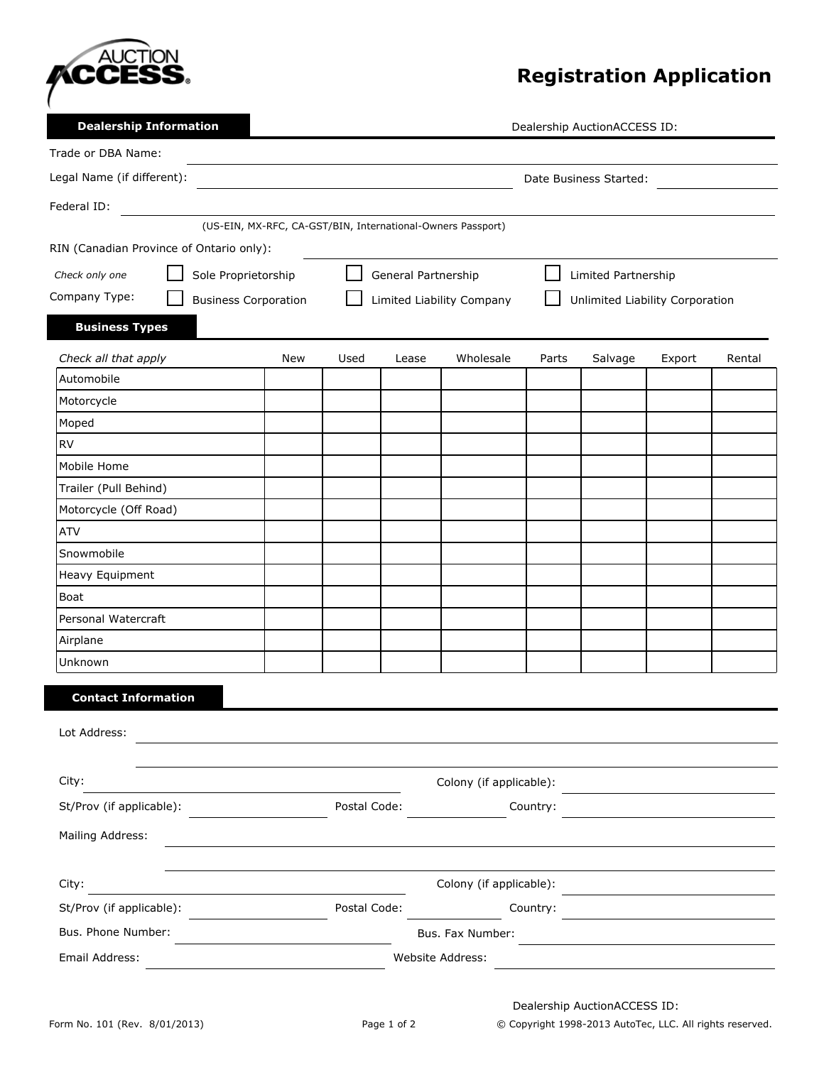AUCTION ACCESS

# Registration Application

## Dealership Information

Dealership AuctionACCESS ID: ____________

Trade or DBA Name: ____________

Legal Name (if different): ____________ Date Business Started: ____________

Federal ID: ____________

(US-EIN, MX-RFC, CA-GST/BIN, International-Owners Passport)

RIN (Canadian Province of Ontario only): ____________

*Check only one*

Company Type:

- ☐ Sole Proprietorship
- ☐ General Partnership
- ☐ Limited Partnership
- ☐ Business Corporation
- ☐ Limited Liability Company
- ☐ Unlimited Liability Corporation

## Business Types

| *Check all that apply* | New | Used | Lease | Wholesale | Parts | Salvage | Export | Rental |
|---|---|---|---|---|---|---|---|---|
| Automobile | | | | | | | | |
| Motorcycle | | | | | | | | |
| Moped | | | | | | | | |
| RV | | | | | | | | |
| Mobile Home | | | | | | | | |
| Trailer (Pull Behind) | | | | | | | | |
| Motorcycle (Off Road) | | | | | | | | |
| ATV | | | | | | | | |
| Snowmobile | | | | | | | | |
| Heavy Equipment | | | | | | | | |
| Boat | | | | | | | | |
| Personal Watercraft | | | | | | | | |
| Airplane | | | | | | | | |
| Unknown | | | | | | | | |

## Contact Information

Lot Address: ____________

____________

City: ____________ Colony (if applicable): ____________

St/Prov (if applicable): ____________ Postal Code: ____________ Country: ____________

Mailing Address: ____________

____________

City: ____________ Colony (if applicable): ____________

St/Prov (if applicable): ____________ Postal Code: ____________ Country: ____________

Bus. Phone Number: ____________ Bus. Fax Number: ____________

Email Address: ____________ Website Address: ____________

Dealership AuctionACCESS ID:

Form No. 101 (Rev. 8/01/2013)

© Copyright 1998-2013 AutoTec, LLC. All rights reserved.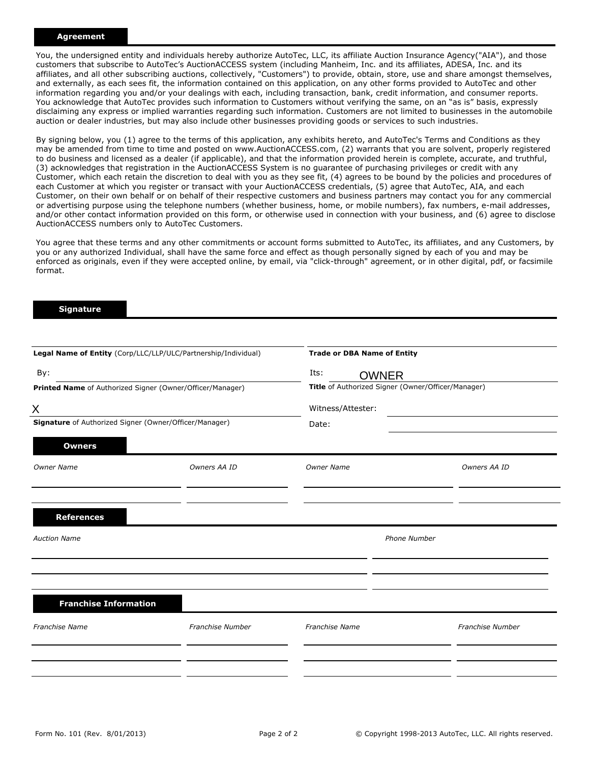## Agreement

You, the undersigned entity and individuals hereby authorize AutoTec, LLC, its affiliate Auction Insurance Agency("AIA"), and those customers that subscribe to AutoTec's AuctionACCESS system (including Manheim, Inc. and its affiliates, ADESA, Inc. and its affiliates, and all other subscribing auctions, collectively, "Customers") to provide, obtain, store, use and share amongst themselves, and externally, as each sees fit, the information contained on this application, on any other forms provided to AutoTec and other information regarding you and/or your dealings with each, including transaction, bank, credit information, and consumer reports. You acknowledge that AutoTec provides such information to Customers without verifying the same, on an "as is" basis, expressly disclaiming any express or implied warranties regarding such information. Customers are not limited to businesses in the automobile auction or dealer industries, but may also include other businesses providing goods or services to such industries.

By signing below, you (1) agree to the terms of this application, any exhibits hereto, and AutoTec's Terms and Conditions as they may be amended from time to time and posted on www.AuctionACCESS.com, (2) warrants that you are solvent, properly registered to do business and licensed as a dealer (if applicable), and that the information provided herein is complete, accurate, and truthful, (3) acknowledges that registration in the AuctionACCESS System is no guarantee of purchasing privileges or credit with any Customer, which each retain the discretion to deal with you as they see fit, (4) agrees to be bound by the policies and procedures of each Customer at which you register or transact with your AuctionACCESS credentials, (5) agree that AutoTec, AIA, and each Customer, on their own behalf or on behalf of their respective customers and business partners may contact you for any commercial or advertising purpose using the telephone numbers (whether business, home, or mobile numbers), fax numbers, e-mail addresses, and/or other contact information provided on this form, or otherwise used in connection with your business, and (6) agree to disclose AuctionACCESS numbers only to AutoTec Customers.

You agree that these terms and any other commitments or account forms submitted to AutoTec, its affiliates, and any Customers, by you or any authorized Individual, shall have the same force and effect as though personally signed by each of you and may be enforced as originals, even if they were accepted online, by email, via "click-through" agreement, or in other digital, pdf, or facsimile format.

## Signature

**Legal Name of Entity** (Corp/LLC/LLP/ULC/Partnership/Individual)

**Trade or DBA Name of Entity**

By: ______________________

Its: OWNER

**Printed Name** of Authorized Signer (Owner/Officer/Manager)

**Title** of Authorized Signer (Owner/Officer/Manager)

X ______________________

**Signature** of Authorized Signer (Owner/Officer/Manager)

Witness/Attester: ______________________

Date: ______________________

## Owners

| Owner Name | Owners AA ID | Owner Name | Owners AA ID |
|---|---|---|---|
| | | | |
| | | | |

## References

| Auction Name | Phone Number |
|---|---|
| | |
| | |
| | |

## Franchise Information

| Franchise Name | Franchise Number | Franchise Name | Franchise Number |
|---|---|---|---|
| | | | |
| | | | |
| | | | |

Form No. 101 (Rev. 8/01/2013)

© Copyright 1998-2013 AutoTec, LLC. All rights reserved.